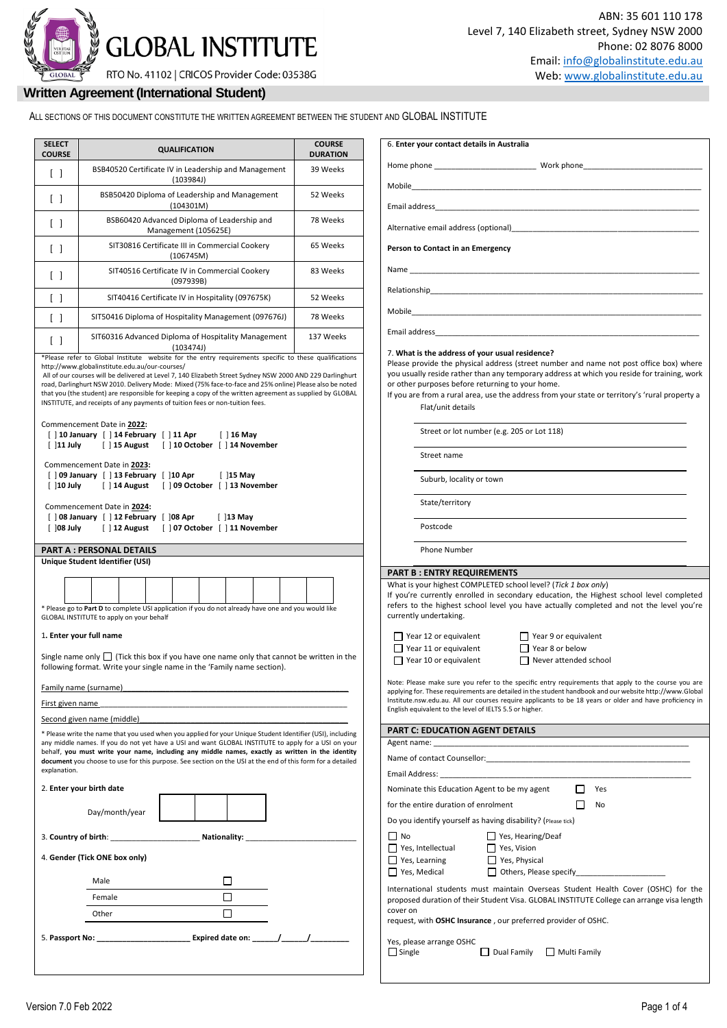# GLOBAL INSTITUTE

RTO No. 41102 | CRICOS Provider Code: 03538G

ABN: 35 601 110 178
Level 7, 140 Elizabeth street, Sydney NSW 2000
Phone: 02 8076 8000
Email: info@globalinstitute.edu.au
Web: www.globalinstitute.edu.au

## Written Agreement (International Student)

ALL SECTIONS OF THIS DOCUMENT CONSTITUTE THE WRITTEN AGREEMENT BETWEEN THE STUDENT AND GLOBAL INSTITUTE

| SELECT COURSE | QUALIFICATION | COURSE DURATION |
|---|---|---|
| [ ] | BSB40520 Certificate IV in Leadership and Management (103984J) | 39 Weeks |
| [ ] | BSB50420 Diploma of Leadership and Management (104301M) | 52 Weeks |
| [ ] | BSB60420 Advanced Diploma of Leadership and Management (105625E) | 78 Weeks |
| [ ] | SIT30816 Certificate III in Commercial Cookery (106745M) | 65 Weeks |
| [ ] | SIT40516 Certificate IV in Commercial Cookery (097939B) | 83 Weeks |
| [ ] | SIT40416 Certificate IV in Hospitality (097675K) | 52 Weeks |
| [ ] | SIT50416 Diploma of Hospitality Management (097676J) | 78 Weeks |
| [ ] | SIT60316 Advanced Diploma of Hospitality Management (103474J) | 137 Weeks |

*Please refer to Global Institute website for the entry requirements specific to these qualifications http://www.globalinstitute.edu.au/our-courses/
All of our courses will be delivered at Level 7, 140 Elizabeth Street Sydney NSW 2000 AND 229 Darlinghurt road, Darlinghurt NSW 2010. Delivery Mode: Mixed (75% face-to-face and 25% online) Please also be noted that you (the student) are responsible for keeping a copy of the written agreement as supplied by GLOBAL INSTITUTE, and receipts of any payments of tuition fees or non-tuition fees.

Commencement Date in **2022**:
[ ] **10 January** [ ] **14 February** [ ] **11 Apr** [ ] **16 May**
[ ] **11 July** [ ] **15 August** [ ] **10 October** [ ] **14 November**

Commencement Date in **2023**:
[ ] **09 January** [ ] **13 February** [ ] **10 Apr** [ ] **15 May**
[ ] **10 July** [ ] **14 August** [ ] **09 October** [ ] **13 November**

Commencement Date in **2024**:
[ ] **08 January** [ ] **12 February** [ ] **08 Apr** [ ] **13 May**
[ ] **08 July** [ ] **12 August** [ ] **07 October** [ ] **11 November**

### PART A : PERSONAL DETAILS

**Unique Student Identifier (USI)**

| | | | | | | | | | |
|---|---|---|---|---|---|---|---|---|---|
| | | | | | | | | | |

\* Please go to **Part D** to complete USI application if you do not already have one and you would like GLOBAL INSTITUTE to apply on your behalf

1. **Enter your full name**

Single name only ☐ (Tick this box if you have one name only that cannot be written in the following format. Write your single name in the 'Family name section).

Family name (surname)\_\_\_\_\_\_\_\_\_\_\_\_\_\_\_\_\_\_\_\_\_\_\_\_\_\_\_\_\_\_\_\_

First given name \_\_\_\_\_\_\_\_\_\_\_\_\_\_\_\_\_\_\_\_\_\_\_\_\_\_\_\_\_\_\_\_

Second given name (middle)\_\_\_\_\_\_\_\_\_\_\_\_\_\_\_\_\_\_\_\_\_\_\_\_\_\_\_\_\_\_\_\_

\* Please write the name that you used when you applied for your Unique Student Identifier (USI), including any middle names. If you do not yet have a USI and want GLOBAL INSTITUTE to apply for a USI on your behalf, **you must write your name, including any middle names, exactly as written in the identity document** you choose to use for this purpose. See section on the USI at the end of this form for a detailed explanation.

2. **Enter your birth date**

Day/month/year [ ] [ ] [ ]

3. **Country of birth**: \_\_\_\_\_\_\_\_\_\_\_\_\_\_\_\_\_\_\_\_ **Nationality:** \_\_\_\_\_\_\_\_\_\_\_\_\_\_\_\_\_\_\_\_

4. **Gender (Tick ONE box only)**

| | |
|---|---|
| Male | ☐ |
| Female | ☐ |
| Other | ☐ |

5. **Passport No:** \_\_\_\_\_\_\_\_\_\_\_\_\_\_\_\_\_\_\_\_ **Expired date on:** \_\_\_\_\_\_/\_\_\_\_\_\_/\_\_\_\_\_\_\_\_\_

6. **Enter your contact details in Australia**

Home phone \_\_\_\_\_\_\_\_\_\_\_\_\_\_\_\_\_\_\_\_ Work phone\_\_\_\_\_\_\_\_\_\_\_\_\_\_\_\_\_\_\_\_

Mobile\_\_\_\_\_\_\_\_\_\_\_\_\_\_\_\_\_\_\_\_\_\_\_\_\_\_\_\_\_\_\_\_

Email address\_\_\_\_\_\_\_\_\_\_\_\_\_\_\_\_\_\_\_\_\_\_\_\_\_\_\_\_\_\_\_\_

Alternative email address (optional)\_\_\_\_\_\_\_\_\_\_\_\_\_\_\_\_\_\_\_\_\_\_\_\_\_\_\_\_\_\_\_\_

**Person to Contact in an Emergency**

Name \_\_\_\_\_\_\_\_\_\_\_\_\_\_\_\_\_\_\_\_\_\_\_\_\_\_\_\_\_\_\_\_

Relationship\_\_\_\_\_\_\_\_\_\_\_\_\_\_\_\_\_\_\_\_\_\_\_\_\_\_\_\_\_\_\_\_

Mobile\_\_\_\_\_\_\_\_\_\_\_\_\_\_\_\_\_\_\_\_\_\_\_\_\_\_\_\_\_\_\_\_

Email address\_\_\_\_\_\_\_\_\_\_\_\_\_\_\_\_\_\_\_\_\_\_\_\_\_\_\_\_\_\_\_\_

7. **What is the address of your usual residence?**

Please provide the physical address (street number and name not post office box) where you usually reside rather than any temporary address at which you reside for training, work or other purposes before returning to your home.
If you are from a rural area, use the address from your state or territory's 'rural property a

Flat/unit details \_\_\_\_\_\_\_\_\_\_\_\_\_\_\_\_\_\_\_\_

Street or lot number (e.g. 205 or Lot 118) \_\_\_\_\_\_\_\_\_\_\_\_\_\_\_\_\_\_\_\_

Street name \_\_\_\_\_\_\_\_\_\_\_\_\_\_\_\_\_\_\_\_

Suburb, locality or town \_\_\_\_\_\_\_\_\_\_\_\_\_\_\_\_\_\_\_\_

State/territory \_\_\_\_\_\_\_\_\_\_\_\_\_\_\_\_\_\_\_\_

Postcode \_\_\_\_\_\_\_\_\_\_\_\_\_\_\_\_\_\_\_\_

Phone Number \_\_\_\_\_\_\_\_\_\_\_\_\_\_\_\_\_\_\_\_

### PART B : ENTRY REQUIREMENTS

What is your highest COMPLETED school level? (*Tick 1 box only*)
If you're currently enrolled in secondary education, the Highest school level completed refers to the highest school level you have actually completed and not the level you're currently undertaking.

- ☐ Year 12 or equivalent
- ☐ Year 11 or equivalent
- ☐ Year 10 or equivalent
- ☐ Year 9 or equivalent
- ☐ Year 8 or below
- ☐ Never attended school

Note: Please make sure you refer to the specific entry requirements that apply to the course you are applying for. These requirements are detailed in the student handbook and our website http://www.GlobalInstitute.nsw.edu.au. All our courses require applicants to be 18 years or older and have proficiency in English equivalent to the level of IELTS 5.5 or higher.

### PART C: EDUCATION AGENT DETAILS

Agent name: \_\_\_\_\_\_\_\_\_\_\_\_\_\_\_\_\_\_\_\_\_\_\_\_\_\_\_\_\_\_\_\_

Name of contact Counsellor:\_\_\_\_\_\_\_\_\_\_\_\_\_\_\_\_\_\_\_\_\_\_\_\_\_\_\_\_\_\_\_\_

Email Address: \_\_\_\_\_\_\_\_\_\_\_\_\_\_\_\_\_\_\_\_\_\_\_\_\_\_\_\_\_\_\_\_

Nominate this Education Agent to be my agent for the entire duration of enrolment ☐ Yes ☐ No

Do you identify yourself as having disability? (Please tick)

- ☐ No
- ☐ Yes, Intellectual
- ☐ Yes, Learning
- ☐ Yes, Medical
- ☐ Yes, Hearing/Deaf
- ☐ Yes, Vision
- ☐ Yes, Physical
- ☐ Others, Please specify\_\_\_\_\_\_\_\_\_\_\_\_\_\_\_\_\_\_\_\_

International students must maintain Overseas Student Health Cover (OSHC) for the proposed duration of their Student Visa. GLOBAL INSTITUTE College can arrange visa length cover on request, with **OSHC Insurance** , our preferred provider of OSHC.

Yes, please arrange OSHC
☐ Single ☐ Dual Family ☐ Multi Family

Version 7.0 Feb 2022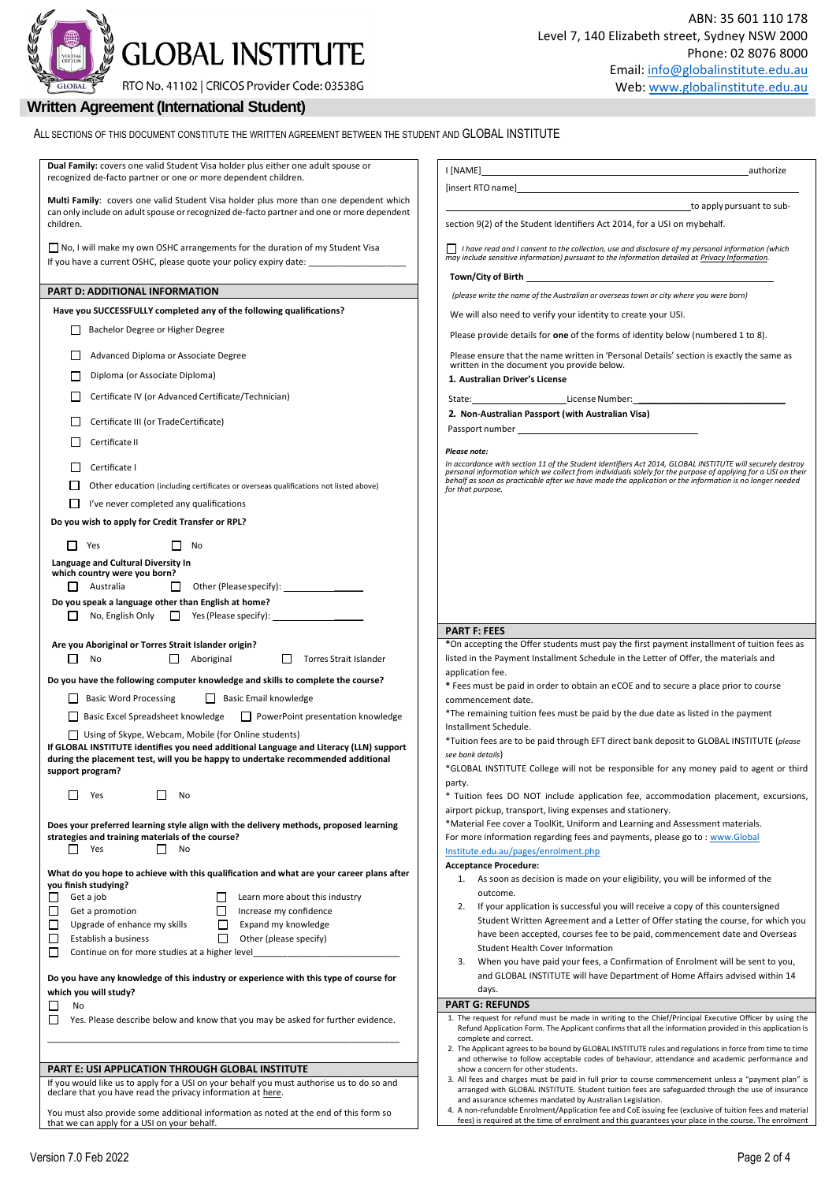# GLOBAL INSTITUTE

RTO No. 41102 | CRICOS Provider Code: 03538G

ABN: 35 601 110 178
Level 7, 140 Elizabeth street, Sydney NSW 2000
Phone: 02 8076 8000
Email: info@globalinstitute.edu.au
Web: www.globalinstitute.edu.au

## Written Agreement (International Student)

ALL SECTIONS OF THIS DOCUMENT CONSTITUTE THE WRITTEN AGREEMENT BETWEEN THE STUDENT AND GLOBAL INSTITUTE

**Dual Family:** covers one valid Student Visa holder plus either one adult spouse or recognized de-facto partner or one or more dependent children.

**Multi Family**: covers one valid Student Visa holder plus more than one dependent which can only include on adult spouse or recognized de-facto partner and one or more dependent children.

☐ No, I will make my own OSHC arrangements for the duration of my Student Visa
If you have a current OSHC, please quote your policy expiry date: ___________________

### PART D: ADDITIONAL INFORMATION

**Have you SUCCESSFULLY completed any of the following qualifications?**

- ☐ Bachelor Degree or Higher Degree
- ☐ Advanced Diploma or Associate Degree
- ☐ Diploma (or Associate Diploma)
- ☐ Certificate IV (or Advanced Certificate/Technician)
- ☐ Certificate III (or TradeCertificate)
- ☐ Certificate II
- ☐ Certificate I
- ☐ Other education (including certificates or overseas qualifications not listed above)
- ☐ I've never completed any qualifications

**Do you wish to apply for Credit Transfer or RPL?**

☐ Yes ☐ No

**Language and Cultural Diversity In which country were you born?**

☐ Australia ☐ Other (Please specify): _______________

**Do you speak a language other than English at home?**

☐ No, English Only ☐ Yes (Please specify): _______________

**Are you Aboriginal or Torres Strait Islander origin?**

☐ No ☐ Aboriginal ☐ Torres Strait Islander

**Do you have the following computer knowledge and skills to complete the course?**

- ☐ Basic Word Processing
- ☐ Basic Email knowledge
- ☐ Basic Excel Spreadsheet knowledge
- ☐ PowerPoint presentation knowledge
- ☐ Using of Skype, Webcam, Mobile (for Online students)

**If GLOBAL INSTITUTE identifies you need additional Language and Literacy (LLN) support during the placement test, will you be happy to undertake recommended additional support program?**

☐ Yes ☐ No

**Does your preferred learning style align with the delivery methods, proposed learning strategies and training materials of the course?**

☐ Yes ☐ No

**What do you hope to achieve with this qualification and what are your career plans after you finish studying?**

- ☐ Get a job
- ☐ Learn more about this industry
- ☐ Get a promotion
- ☐ Increase my confidence
- ☐ Upgrade of enhance my skills
- ☐ Expand my knowledge
- ☐ Establish a business
- ☐ Other (please specify)
- ☐ Continue on for more studies at a higher level_______________________________

**Do you have any knowledge of this industry or experience with this type of course for which you will study?**

☐ No
☐ Yes. Please describe below and know that you may be asked for further evidence.

_______________________________________________________________

### PART E: USI APPLICATION THROUGH GLOBAL INSTITUTE

If you would like us to apply for a USI on your behalf you must authorise us to do so and declare that you have read the privacy information at here.

You must also provide some additional information as noted at the end of this form so that we can apply for a USI on your behalf.

I [NAME]___________________________________________ authorize [insert RTO name]___________________________________________ to apply pursuant to sub-section 9(2) of the Student Identifiers Act 2014, for a USI on mybehalf.

☐ *I have read and I consent to the collection, use and disclosure of my personal information (which may include sensitive information) pursuant to the information detailed at Privacy Information.*

**Town/City of Birth** ___________________________________________

*(please write the name of the Australian or overseas town or city where you were born)*

We will also need to verify your identity to create your USI.

Please provide details for **one** of the forms of identity below (numbered 1 to 8).

Please ensure that the name written in 'Personal Details' section is exactly the same as written in the document you provide below.

**1. Australian Driver's License**

State:___________________ License Number:___________________________

**2. Non-Australian Passport (with Australian Visa)**

Passport number ___________________________________________

***Please note:***

*In accordance with section 11 of the Student Identifiers Act 2014, GLOBAL INSTITUTE will securely destroy personal information which we collect from individuals solely for the purpose of applying for a USI on their behalf as soon as practicable after we have made the application or the information is no longer needed for that purpose.*

### PART F: FEES

*On accepting the Offer students must pay the first payment installment of tuition fees as listed in the Payment Installment Schedule in the Letter of Offer, the materials and application fee.

\* Fees must be paid in order to obtain an eCOE and to secure a place prior to course commencement date.

*The remaining tuition fees must be paid by the due date as listed in the payment Installment Schedule.

*Tuition fees are to be paid through EFT direct bank deposit to GLOBAL INSTITUTE (*please see bank details*)

*GLOBAL INSTITUTE College will not be responsible for any money paid to agent or third party.

\* Tuition fees DO NOT include application fee, accommodation placement, excursions, airport pickup, transport, living expenses and stationery.

*Material Fee cover a ToolKit, Uniform and Learning and Assessment materials.

For more information regarding fees and payments, please go to : www.GlobalInstitute.edu.au/pages/enrolment.php

**Acceptance Procedure:**

1. As soon as decision is made on your eligibility, you will be informed of the outcome.
2. If your application is successful you will receive a copy of this countersigned Student Written Agreement and a Letter of Offer stating the course, for which you have been accepted, courses fee to be paid, commencement date and Overseas Student Health Cover Information
3. When you have paid your fees, a Confirmation of Enrolment will be sent to you, and GLOBAL INSTITUTE will have Department of Home Affairs advised within 14 days.

### PART G: REFUNDS

1. The request for refund must be made in writing to the Chief/Principal Executive Officer by using the Refund Application Form. The Applicant confirms that all the information provided in this application is complete and correct.
2. The Applicant agrees to be bound by GLOBAL INSTITUTE rules and regulations in force from time to time and otherwise to follow acceptable codes of behaviour, attendance and academic performance and show a concern for other students.
3. All fees and charges must be paid in full prior to course commencement unless a "payment plan" is arranged with GLOBAL INSTITUTE. Student tuition fees are safeguarded through the use of insurance and assurance schemes mandated by Australian Legislation.
4. A non-refundable Enrolment/Application fee and CoE issuing fee (exclusive of tuition fees and material fees) is required at the time of enrolment and this guarantees your place in the course. The enrolment

Version 7.0 Feb 2022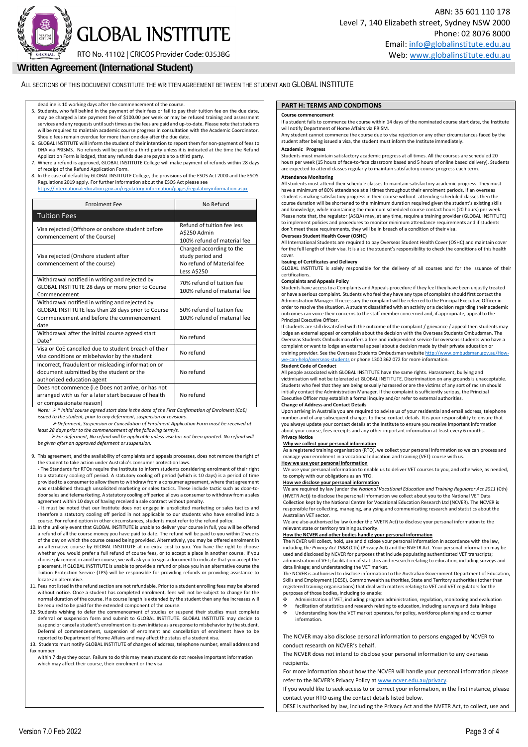## Written Agreement (International Student)

ALL SECTIONS OF THIS DOCUMENT CONSTITUTE THE WRITTEN AGREEMENT BETWEEN THE STUDENT AND GLOBAL INSTITUTE

deadline is 10 working days after the commencement of the course.

5. Students, who fall behind in the payment of their fees or fail to pay their tuition fee on the due date, may be charged a late payment fee of $100.00 per week or may be refused training and assessment services and any requests until such times as the fees are paid and up-to-date. Please note that students will be required to maintain academic course progress in consultation with the Academic Coordinator. Should fees remain overdue for more than one day after the due date.
6. GLOBAL INSTITUTE will inform the student of their intention to report them for non-payment of fees to DHA via PRISMS. No refunds will be paid to a third party unless it is indicated at the time the Refund Application Form is lodged, that any refunds due are payable to a third party.
7. Where a refund is approved, GLOBAL INSTITUTE College will make payment of refunds within 28 days of receipt of the Refund Application Form.
8. In the case of default by GLOBAL INSTITUTE College, the provisions of the ESOS Act 2000 and the ESOS Regulations 2019 apply. For further information about the ESOS Act please see https://internationaleducation.gov.au/regulatory-information/pages/regulatoryinformation.aspx

| Enrolment Fee | No Refund |
|---|---|
| **Tuition Fees** | |
| Visa rejected (Offshore or onshore student before commencement of the Course) | Refund of tuition fee less A$250 Admin<br>100% refund of material fee |
| Visa rejected (Onshore student after commencement of the course) | Charged according to the study period and<br>No refund of Material fee<br>Less A$250 |
| Withdrawal notified in writing and rejected by GLOBAL INSTITUTE 28 days or more prior to Course Commencement | 70% refund of tuition fee<br>100% refund of material fee |
| Withdrawal notified in writing and rejected by GLOBAL INSTITUTE less than 28 days prior to Course Commencement and before the commencement date | 50% refund of tuition fee<br>100% refund of material fee |
| Withdrawal after the initial course agreed start Date* | No refund |
| Visa or CoE cancelled due to student breach of their visa conditions or misbehavior by the student | No refund |
| Incorrect, fraudulent or misleading information or document submitted by the student or the authorized education agent | No refund |
| Does not commence (i.e Does not arrive, or has not arranged with us for a later start because of health or compassionate reason) | No refund |

*Note: ➢ * Initial course agreed start date is the date of the First Confirmation of Enrolment (CoE) issued to the student, prior to any deferment, suspension or revisions.*

*➢ Deferment, Suspension or Cancellation of Enrolment Application Form must be received at least 28 days prior to the commencement of the following term/s.*

*➢ For deferment, No refund will be applicable unless visa has not been granted. No refund will be given after an approved deferment or suspension.*

9. This agreement, and the availability of complaints and appeals processes, does not remove the right of the student to take action under Australia's consumer protection laws.
   - The Standards for RTOs require the Institute to inform students considering enrolment of their right to a statutory cooling off period. A statutory cooling off period (which is 10 days) is a period of time provided to a consumer to allow them to withdraw from a consumer agreement, where that agreement was established through unsolicited marketing or sales tactics. These include tactic such as door-to-door sales and telemarketing. A statutory cooling off period allows a consumer to withdraw from a sales agreement within 10 days of having received a sale contract without penalty.
   - It must be noted that our Institute does not engage in unsolicited marketing or sales tactics and therefore a statutory cooling off period in not applicable to our students who have enrolled into a course. For refund option in other circumstances, students must refer to the refund policy.
10. In the unlikely event that GLOBAL INSTITUTE is unable to deliver your course in full, you will be offered a refund of all the course money you have paid to date. The refund will be paid to you within 2 weeks of the day on which the course ceased being provided. Alternatively, you may be offered enrolment in an alternative course by GLOBAL INSTITUTE at no extra cost to you. You have the right to choose whether you would prefer a full refund of course fees, or to accept a place in another course. If you choose placement in another course, we will ask you to sign a document to indicate that you accept the placement. If GLOBAL INSTITUTE is unable to provide a refund or place you in an alternative course the Tuition Protection Service (TPS) will be responsible for providing refunds or providing assistance to locate an alternative.
11. Fees not listed in the refund section are not refundable. Prior to a student enrolling fees may be altered without notice. Once a student has completed enrolment, fees will not be subject to change for the normal duration of the course. If a course length is extended by the student then any fee increases will be required to be paid for the extended component of the course.
12. Students wishing to defer the commencement of studies or suspend their studies must complete deferral or suspension form and submit to GLOBAL INSTITUTE. GLOBAL INSTITUTE may decide to suspend or cancel a student's enrolment on its own initiate as a response to misbehavior by the student. Deferral of commencement, suspension of enrolment and cancellation of enrolment have to be reported to Department of Home Affairs and may affect the status of a student visa.
13. Students must notify GLOBAL INSTITUTE of changes of address, telephone number, email address and fax number within 7 days they occur. Failure to do this may mean student do not receive important information which may affect their course, their enrolment or the visa.

### PART H: TERMS AND CONDITIONS

**Course commencement**

If a student fails to commence the course within 14 days of the nominated course start date, the Institute will notify Department of Home Affairs via PRISM.

Any student cannot commence the course due to visa rejection or any other circumstances faced by the student after being issued a visa, the student must inform the Institute immediately.

**Academic Progress**

Students must maintain satisfactory academic progress at all times. All the courses are scheduled 20 hours per week (15 hours of face-to-face classroom based and 5 hours of online based delivery). Students are expected to attend classes regularly to maintain satisfactory course progress each term.

**Attendance Monitoring**

All students must attend their schedule classes to maintain satisfactory academic progress. They must have a minimum of 80% attendance at all times throughout their enrolment periods. If an overseas student is making satisfactory progress in their course without attending scheduled classes then the course duration will be shortened to the minimum duration required given the student's existing skills and knowledge, while maintaining the minimum scheduled course contact hours (20 hours) per week. Please note that, the regulator (ASQA) may, at any time, require a training provider (GLOBAL INSTITUTE) to implement policies and procedures to monitor minimum attendance requirements and if students don't meet these requirements, they will be in breach of a condition of their visa.

**Overseas Student Health Cover (OSHC)**

All International Students are required to pay Overseas Student Health Cover (OSHC) and maintain cover for the full length of their visa. It is also the student's responsibility to check the conditions of this health cover.

**Issuing of Certificates and Delivery**

GLOBAL INSTITUTE is solely responsible for the delivery of all courses and for the issuance of their certifications.

**Complaints and Appeals Policy**

Students have access to a Complaints and Appeals procedure if they feel they have been unjustly treated or have a serious complaint. Students who feel they have any type of complaint should first contact the Administration Manager. If necessary the complaint will be referred to the Principal Executive Officer in order to resolve the situation. A student dissatisfied with an activity or a decision regarding their academic outcomes can voice their concerns to the staff member concerned and, if appropriate, appeal to the Principal Executive Officer.

If students are still dissatisfied with the outcome of the complaint / grievance / appeal then students may lodge an external appeal or complain about the decision with the Overseas Students Ombudsman. The Overseas Students Ombudsman offers a free and independent service for overseas students who have a complaint or want to lodge an external appeal about a decision made by their private education or training provider. See the Overseas Students Ombudsman website http://www.ombudsman.gov.au/How-we-can-help/overseas-students or phone 1300 362 072 for more information.

**Student Code of Conduct**

All people associated with GLOBAL INSTITUTE have the same rights. Harassment, bullying and victimisation will not be tolerated at GLOBAL INSTITUTE. Discrimination on any grounds is unacceptable. Students who feel that they are being sexually harassed or are the victims of any sort of racism should initially contact the Administration Manager. If the complaint is sufficiently serious, the Principal Executive Officer may establish a formal inquiry and/or refer to external authorities.

**Change of Address and Contact Details**

Upon arriving in Australia you are required to advise us of your residential and email address, telephone number and of any subsequent changes to these contact details. It is your responsibility to ensure that you always update your contact details at the Institute to ensure you receive important information about your course, fees receipts and any other important information at least every 6 months.

**Privacy Notice**

**Why we collect your personal information**

As a registered training organisation (RTO), we collect your personal information so we can process and manage your enrolment in a vocational education and training (VET) course with us.

**How we use your personal information**

We use your personal information to enable us to deliver VET courses to you, and otherwise, as needed, to comply with our obligations as an RTO.

**How we disclose your personal information**

We are required by law (under the *National Vocational Education and Training Regulator Act 2011* (Cth) (NVETR Act)) to disclose the personal information we collect about you to the National VET Data Collection kept by the National Centre for Vocational Education Research Ltd (NCVER). The NCVER is responsible for collecting, managing, analysing and communicating research and statistics about the Australian VET sector.

We are also authorised by law (under the NVETR Act) to disclose your personal information to the relevant state or territory training authority.

**How the NCVER and other bodies handle your personal information**

The NCVER will collect, hold, use and disclose your personal information in accordance with the law, including the *Privacy Act 1988* (Cth) (Privacy Act) and the NVETR Act. Your personal information may be used and disclosed by NCVER for purposes that include populating authenticated VET transcripts; administration of VET; facilitation of statistics and research relating to education, including surveys and data linkage; and understanding the VET market.

The NCVER is authorised to disclose information to the Australian Government Department of Education, Skills and Employment (DESE), Commonwealth authorities, State and Territory authorities (other than registered training organisations) that deal with matters relating to VET and VET regulators for the purposes of those bodies, including to enable:

- Administration of VET, including program administration, regulation, monitoring and evaluation
- facilitation of statistics and research relating to education, including surveys and data linkage
- Understanding how the VET market operates, for policy, workforce planning and consumer information.

The NCVER may also disclose personal information to persons engaged by NCVER to conduct research on NCVER's behalf.

The NCVER does not intend to disclose your personal information to any overseas recipients.

For more information about how the NCVER will handle your personal information please refer to the NCVER's Privacy Policy at www.ncver.edu.au/privacy.

If you would like to seek access to or correct your information, in the first instance, please contact your RTO using the contact details listed below.

DESE is authorised by law, including the Privacy Act and the NVETR Act, to collect, use and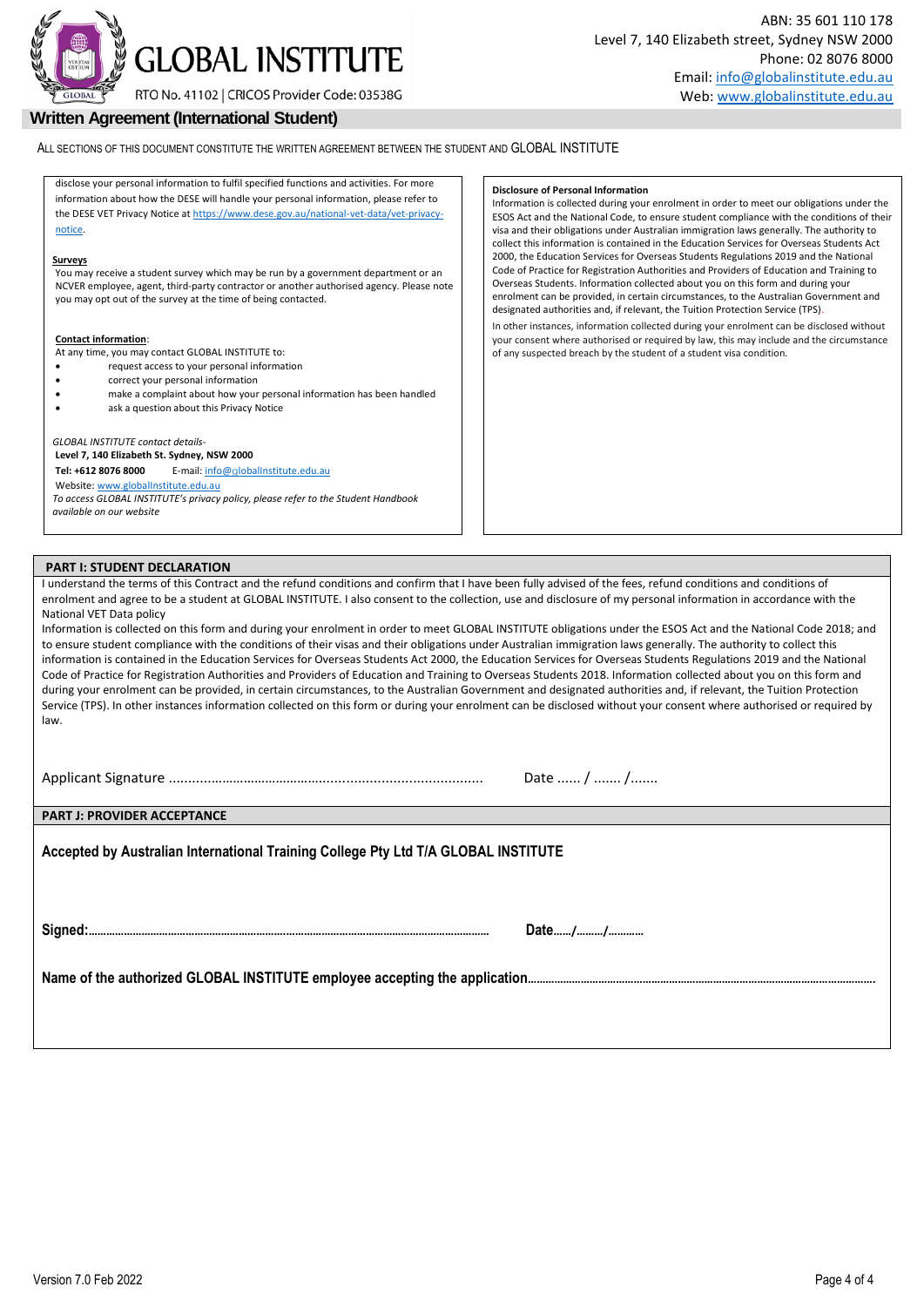GLOBAL INSTITUTE

RTO No. 41102 | CRICOS Provider Code: 03538G

ABN: 35 601 110 178
Level 7, 140 Elizabeth street, Sydney NSW 2000
Phone: 02 8076 8000
Email: info@globalinstitute.edu.au
Web: www.globalinstitute.edu.au

## Written Agreement (International Student)

ALL SECTIONS OF THIS DOCUMENT CONSTITUTE THE WRITTEN AGREEMENT BETWEEN THE STUDENT AND GLOBAL INSTITUTE

disclose your personal information to fulfil specified functions and activities. For more information about how the DESE will handle your personal information, please refer to the DESE VET Privacy Notice at https://www.dese.gov.au/national-vet-data/vet-privacy-notice.

**Surveys**

You may receive a student survey which may be run by a government department or an NCVER employee, agent, third-party contractor or another authorised agency. Please note you may opt out of the survey at the time of being contacted.

**Contact information**:

At any time, you may contact GLOBAL INSTITUTE to:

- request access to your personal information
- correct your personal information
- make a complaint about how your personal information has been handled
- ask a question about this Privacy Notice

*GLOBAL INSTITUTE contact details-*

**Level 7, 140 Elizabeth St. Sydney, NSW 2000**

**Tel: +612 8076 8000** E-mail: info@globalInstitute.edu.au

Website: www.globalInstitute.edu.au

*To access GLOBAL INSTITUTE's privacy policy, please refer to the Student Handbook available on our website*

**Disclosure of Personal Information**

Information is collected during your enrolment in order to meet our obligations under the ESOS Act and the National Code, to ensure student compliance with the conditions of their visa and their obligations under Australian immigration laws generally. The authority to collect this information is contained in the Education Services for Overseas Students Act 2000, the Education Services for Overseas Students Regulations 2019 and the National Code of Practice for Registration Authorities and Providers of Education and Training to Overseas Students. Information collected about you on this form and during your enrolment can be provided, in certain circumstances, to the Australian Government and designated authorities and, if relevant, the Tuition Protection Service (TPS).

In other instances, information collected during your enrolment can be disclosed without your consent where authorised or required by law, this may include and the circumstance of any suspected breach by the student of a student visa condition.

### PART I: STUDENT DECLARATION

I understand the terms of this Contract and the refund conditions and confirm that I have been fully advised of the fees, refund conditions and conditions of enrolment and agree to be a student at GLOBAL INSTITUTE. I also consent to the collection, use and disclosure of my personal information in accordance with the National VET Data policy

Information is collected on this form and during your enrolment in order to meet GLOBAL INSTITUTE obligations under the ESOS Act and the National Code 2018; and to ensure student compliance with the conditions of their visas and their obligations under Australian immigration laws generally. The authority to collect this information is contained in the Education Services for Overseas Students Act 2000, the Education Services for Overseas Students Regulations 2019 and the National Code of Practice for Registration Authorities and Providers of Education and Training to Overseas Students 2018. Information collected about you on this form and during your enrolment can be provided, in certain circumstances, to the Australian Government and designated authorities and, if relevant, the Tuition Protection Service (TPS). In other instances information collected on this form or during your enrolment can be disclosed without your consent where authorised or required by law.

Applicant Signature ........................................................................... Date ...... / ....... /.......

### PART J: PROVIDER ACCEPTANCE

**Accepted by Australian International Training College Pty Ltd T/A GLOBAL INSTITUTE**

**Signed:........................................................................................ Date....../........./............**

**Name of the authorized GLOBAL INSTITUTE employee accepting the application..........................................................**

Version 7.0 Feb 2022